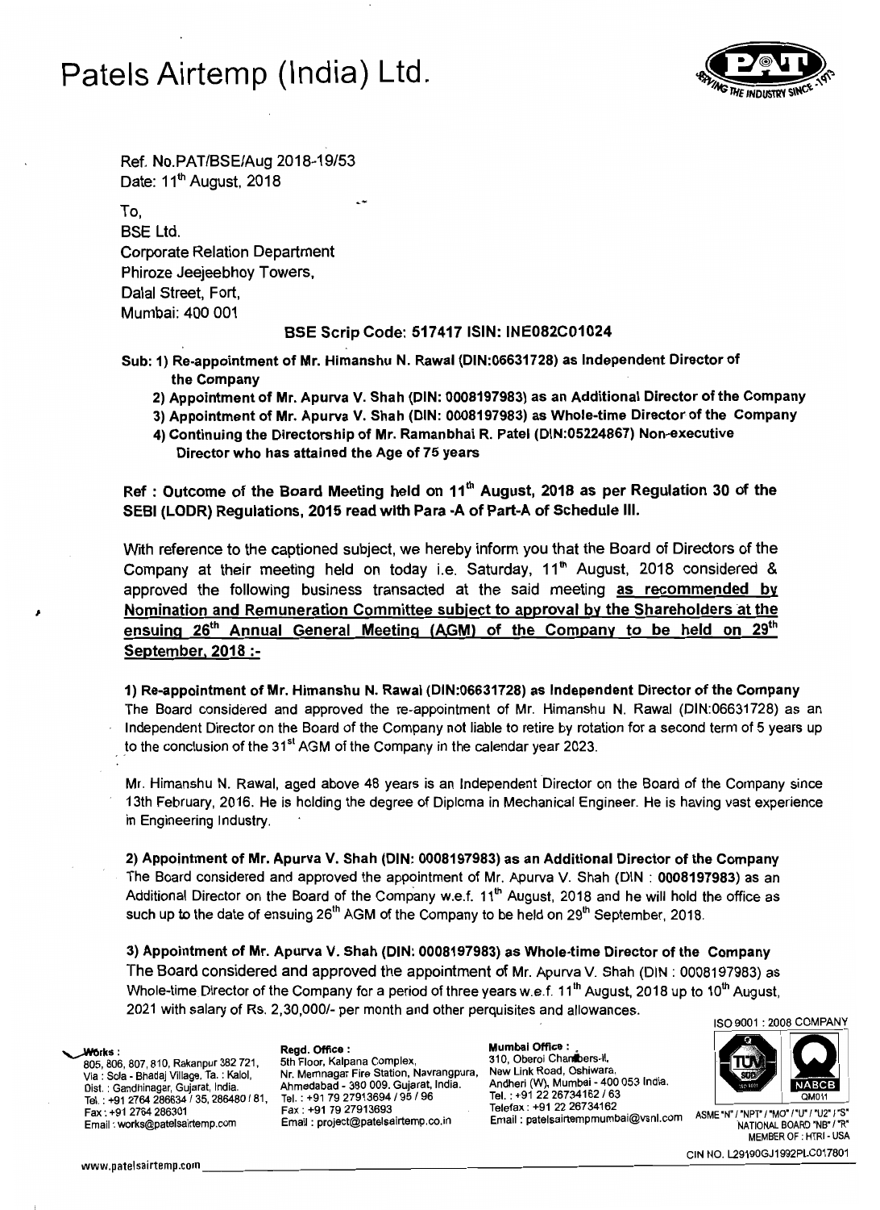# Patels Airtemp (India) Ltd.

Ref. No.PAT/BSE/Aug 2018-19/53
Date: 11th August, 2018

To,
BSE Ltd.
Corporate Relation Department
Phiroze Jeejeebhoy Towers,
Dalal Street, Fort,
Mumbai: 400 001

**BSE Scrip Code: 517417 ISIN: INE082C01024**

**Sub: 1) Re-appointment of Mr. Himanshu N. Rawal (DIN:06631728) as Independent Director of the Company**
**2) Appointment of Mr. Apurva V. Shah (DIN: 0008197983) as an Additional Director of the Company**
**3) Appointment of Mr. Apurva V. Shah (DIN: 0008197983) as Whole-time Director of the Company**
**4) Continuing the Directorship of Mr. Ramanbhai R. Patel (DIN:05224867) Non-executive Director who has attained the Age of 75 years**

**Ref : Outcome of the Board Meeting held on 11th August, 2018 as per Regulation 30 of the SEBI (LODR) Regulations, 2015 read with Para -A of Part-A of Schedule III.**

With reference to the captioned subject, we hereby inform you that the Board of Directors of the Company at their meeting held on today i.e. Saturday, 11th August, 2018 considered & approved the following business transacted at the said meeting **as recommended by Nomination and Remuneration Committee subject to approval by the Shareholders at the ensuing 26th Annual General Meeting (AGM) of the Company to be held on 29th September, 2018 :-**

**1) Re-appointment of Mr. Himanshu N. Rawal (DIN:06631728) as Independent Director of the Company**
The Board considered and approved the re-appointment of Mr. Himanshu N. Rawal (DIN:06631728) as an Independent Director on the Board of the Company not liable to retire by rotation for a second term of 5 years up to the conclusion of the 31st AGM of the Company in the calendar year 2023.

Mr. Himanshu N. Rawal, aged above 48 years is an Independent Director on the Board of the Company since 13th February, 2016. He is holding the degree of Diploma in Mechanical Engineer. He is having vast experience in Engineering Industry.

**2) Appointment of Mr. Apurva V. Shah (DIN: 0008197983) as an Additional Director of the Company**
The Board considered and approved the appointment of Mr. Apurva V. Shah (DIN : **0008197983**) as an Additional Director on the Board of the Company w.e.f. 11th August, 2018 and he will hold the office as such up to the date of ensuing 26th AGM of the Company to be held on 29th September, 2018.

**3) Appointment of Mr. Apurva V. Shah (DIN: 0008197983) as Whole-time Director of the Company**
The Board considered and approved the appointment of Mr. Apurva V. Shah (DIN : 0008197983) as Whole-time Director of the Company for a period of three years w.e.f. 11th August, 2018 up to 10th August, 2021 with salary of Rs. 2,30,000/- per month and other perquisites and allowances.

ISO 9001 : 2008 COMPANY

**Works :** 805, 806, 807, 810, Rakanpur 382 721, Via : Sola - Bhadaj Village, Ta. : Kalol, Dist. : Gandhinagar, Gujarat, India. Tel. : +91 2764 286634 / 35, 286480 / 81, Fax : +91 2764 286301 Email : works@patelsairtemp.com

**Regd. Office :** 5th Floor, Kalpana Complex, Nr. Memnagar Fire Station, Navrangpura, Ahmedabad - 380 009. Gujarat, India. Tel. : +91 79 27913694 / 95 / 96 Fax : +91 79 27913693 Email : project@patelsairtemp.co.in

**Mumbai Office :** 310, Oberoi Chambers-II, New Link Road, Oshiwara, Andheri (W), Mumbai - 400 053 India. Tel. : +91 22 26734162 / 63 Telefax : +91 22 26734162 Email : patelsairtempmumbai@vsnl.com

ASME "N" / "NPT" / "MO" / "U" / "U2" / "S" NATIONAL BOARD "NB" / "R" MEMBER OF : HTRI - USA

CIN NO. L29190GJ1992PLC017801

www.patelsairtemp.com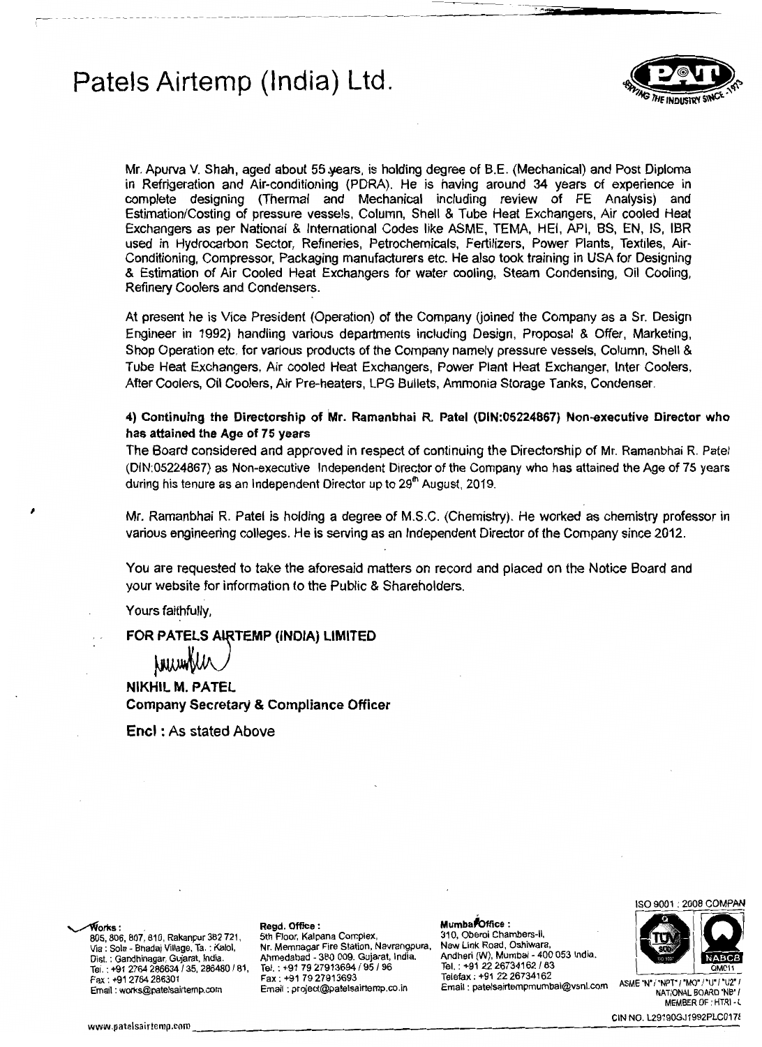# Patels Airtemp (India) Ltd.

Mr. Apurva V. Shah, aged about 55 years, is holding degree of B.E. (Mechanical) and Post Diploma in Refrigeration and Air-conditioning (PDRA). He is having around 34 years of experience in complete designing (Thermal and Mechanical including review of FE Analysis) and Estimation/Costing of pressure vessels, Column, Shell & Tube Heat Exchangers, Air cooled Heat Exchangers as per National & International Codes like ASME, TEMA, HEI, API, BS, EN, IS, IBR used in Hydrocarbon Sector, Refineries, Petrochemicals, Fertilizers, Power Plants, Textiles, Air-Conditioning, Compressor, Packaging manufacturers etc. He also took training in USA for Designing & Estimation of Air Cooled Heat Exchangers for water cooling, Steam Condensing, Oil Cooling, Refinery Coolers and Condensers.

At present he is Vice President (Operation) of the Company (joined the Company as a Sr. Design Engineer in 1992) handling various departments including Design, Proposal & Offer, Marketing, Shop Operation etc. for various products of the Company namely pressure vessels, Column, Shell & Tube Heat Exchangers, Air cooled Heat Exchangers, Power Plant Heat Exchanger, Inter Coolers, After Coolers, Oil Coolers, Air Pre-heaters, LPG Bullets, Ammonia Storage Tanks, Condenser.

**4) Continuing the Directorship of Mr. Ramanbhai R. Patel (DIN:05224867) Non-executive Director who has attained the Age of 75 years**

The Board considered and approved in respect of continuing the Directorship of Mr. Ramanbhai R. Patel (DIN:05224867) as Non-executive Independent Director of the Company who has attained the Age of 75 years during his tenure as an Independent Director up to 29th August, 2019.

Mr. Ramanbhai R. Patel is holding a degree of M.S.C. (Chemistry). He worked as chemistry professor in various engineering colleges. He is serving as an Independent Director of the Company since 2012.

You are requested to take the aforesaid matters on record and placed on the Notice Board and your website for information to the Public & Shareholders.

Yours faithfully,

**FOR PATELS AIRTEMP (INDIA) LIMITED**

**NIKHIL M. PATEL**
**Company Secretary & Compliance Officer**

**Encl :** As stated Above

**Works :** 805, 806, 807, 810, Rakanpur 382 721, Via : Sola - Bhadaj Village, Ta. : Kalol, Dist. : Gandhinagar, Gujarat, India. Tel. : +91 2764 286634 / 35, 286480 / 81, Fax : +91 2764 286301 Email : works@patelsairtemp.com

**Regd. Office :** 5th Floor, Kalpana Complex, Nr. Memnagar Fire Station, Navrangpura, Ahmedabad - 380 009. Gujarat, India. Tel. : +91 79 27913694 / 95 / 96 Fax : +91 79 27913693 Email : project@patelsairtemp.co.in

**Mumbai Office :** 310, Oberoi Chambers-II, New Link Road, Oshiwara, Andheri (W), Mumbai - 400 053 India. Tel. : +91 22 26734162 / 63 Telefax : +91 22 26734162 Email : patelsairtempmumbai@vsnl.com

ISO 9001 : 2008 COMPAN
ASME "N" / "NPT" / "MO" / "U" / "U2" / NATIONAL BOARD 'NB' / MEMBER OF : HTRI - (

CIN NO. L29190GJ1992PLC017

www.patelsairtemp.com